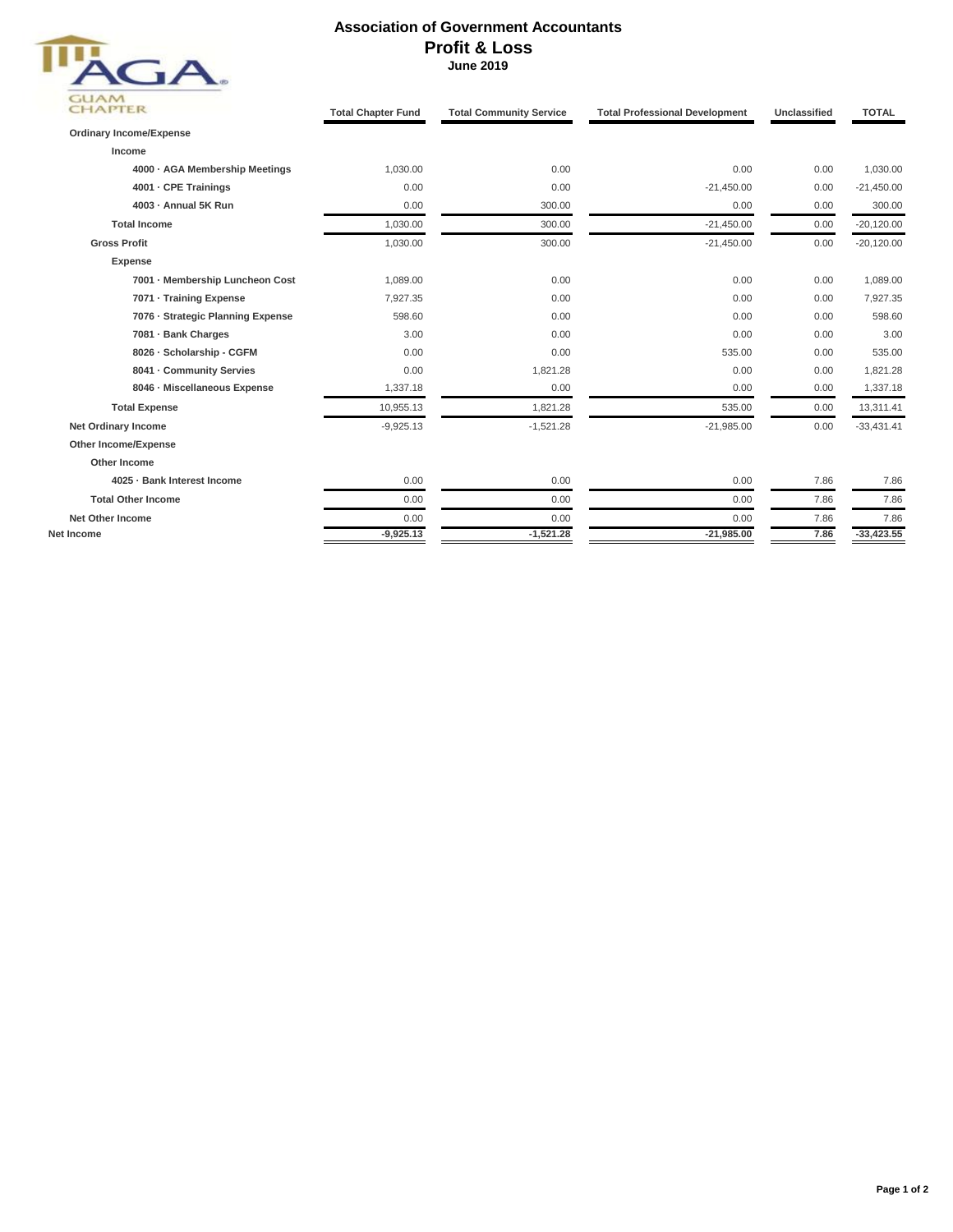GUAM CHAPTER

# Association of Government Accountants
## Profit & Loss
### June 2019

| | Total Chapter Fund | Total Community Service | Total Professional Development | Unclassified | TOTAL |
|---|---|---|---|---|---|
| **Ordinary Income/Expense** | | | | | |
| **Income** | | | | | |
| 4000 · AGA Membership Meetings | 1,030.00 | 0.00 | 0.00 | 0.00 | 1,030.00 |
| 4001 · CPE Trainings | 0.00 | 0.00 | -21,450.00 | 0.00 | -21,450.00 |
| 4003 · Annual 5K Run | 0.00 | 300.00 | 0.00 | 0.00 | 300.00 |
| **Total Income** | 1,030.00 | 300.00 | -21,450.00 | 0.00 | -20,120.00 |
| **Gross Profit** | 1,030.00 | 300.00 | -21,450.00 | 0.00 | -20,120.00 |
| **Expense** | | | | | |
| 7001 · Membership Luncheon Cost | 1,089.00 | 0.00 | 0.00 | 0.00 | 1,089.00 |
| 7071 · Training Expense | 7,927.35 | 0.00 | 0.00 | 0.00 | 7,927.35 |
| 7076 · Strategic Planning Expense | 598.60 | 0.00 | 0.00 | 0.00 | 598.60 |
| 7081 · Bank Charges | 3.00 | 0.00 | 0.00 | 0.00 | 3.00 |
| 8026 · Scholarship - CGFM | 0.00 | 0.00 | 535.00 | 0.00 | 535.00 |
| 8041 · Community Servies | 0.00 | 1,821.28 | 0.00 | 0.00 | 1,821.28 |
| 8046 · Miscellaneous Expense | 1,337.18 | 0.00 | 0.00 | 0.00 | 1,337.18 |
| **Total Expense** | 10,955.13 | 1,821.28 | 535.00 | 0.00 | 13,311.41 |
| **Net Ordinary Income** | -9,925.13 | -1,521.28 | -21,985.00 | 0.00 | -33,431.41 |
| **Other Income/Expense** | | | | | |
| **Other Income** | | | | | |
| 4025 · Bank Interest Income | 0.00 | 0.00 | 0.00 | 7.86 | 7.86 |
| **Total Other Income** | 0.00 | 0.00 | 0.00 | 7.86 | 7.86 |
| **Net Other Income** | 0.00 | 0.00 | 0.00 | 7.86 | 7.86 |
| **Net Income** | **-9,925.13** | **-1,521.28** | **-21,985.00** | **7.86** | **-33,423.55** |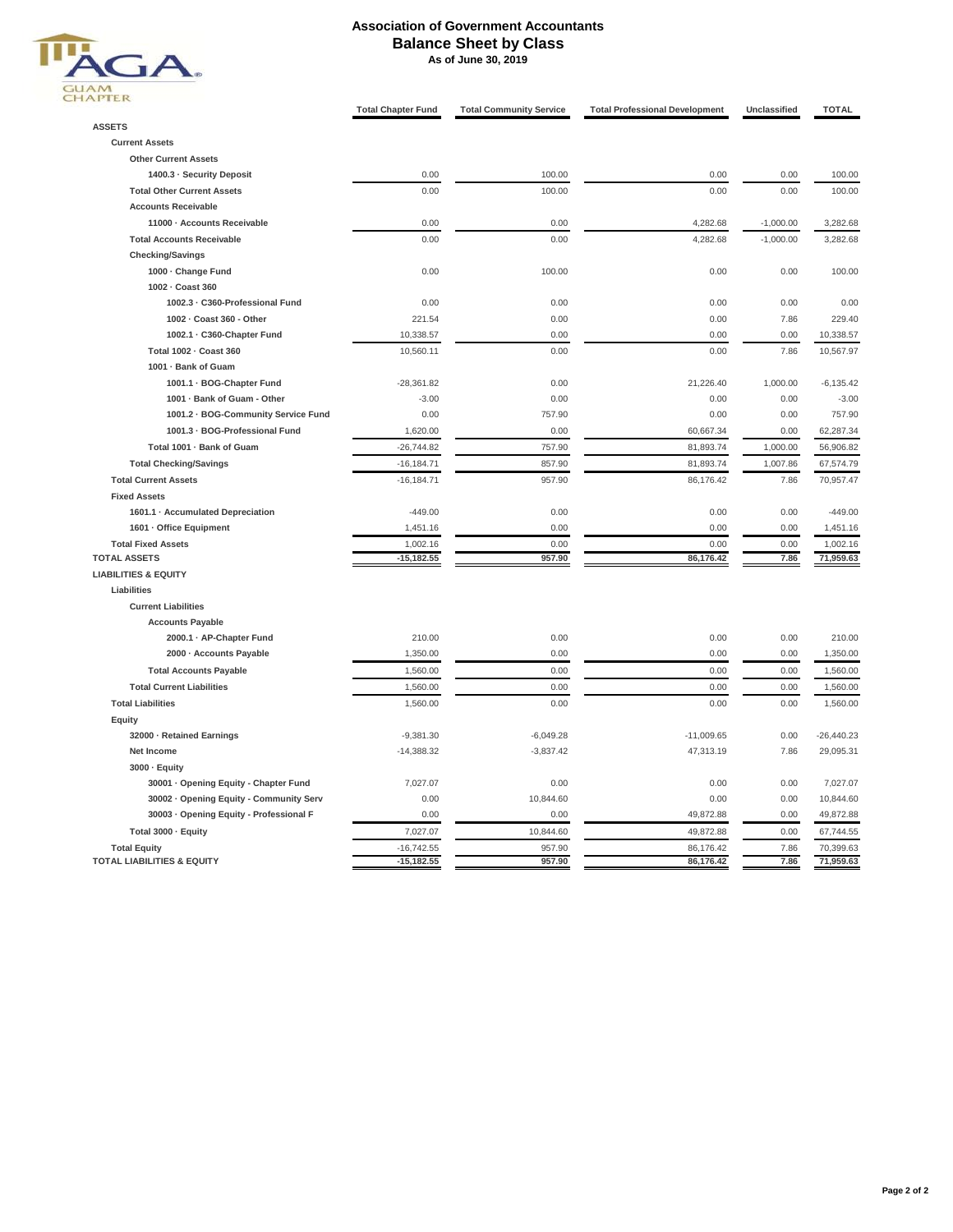# Association of Government Accountants

## Balance Sheet by Class

**As of June 30, 2019**

| | Total Chapter Fund | Total Community Service | Total Professional Development | Unclassified | TOTAL |
|---|---|---|---|---|---|
| **ASSETS** | | | | | |
| **Current Assets** | | | | | |
| **Other Current Assets** | | | | | |
| 1400.3 · Security Deposit | 0.00 | 100.00 | 0.00 | 0.00 | 100.00 |
| **Total Other Current Assets** | 0.00 | 100.00 | 0.00 | 0.00 | 100.00 |
| **Accounts Receivable** | | | | | |
| 11000 · Accounts Receivable | 0.00 | 0.00 | 4,282.68 | -1,000.00 | 3,282.68 |
| **Total Accounts Receivable** | 0.00 | 0.00 | 4,282.68 | -1,000.00 | 3,282.68 |
| **Checking/Savings** | | | | | |
| 1000 · Change Fund | 0.00 | 100.00 | 0.00 | 0.00 | 100.00 |
| 1002 · Coast 360 | | | | | |
| 1002.3 · C360-Professional Fund | 0.00 | 0.00 | 0.00 | 0.00 | 0.00 |
| 1002 · Coast 360 - Other | 221.54 | 0.00 | 0.00 | 7.86 | 229.40 |
| 1002.1 · C360-Chapter Fund | 10,338.57 | 0.00 | 0.00 | 0.00 | 10,338.57 |
| Total 1002 · Coast 360 | 10,560.11 | 0.00 | 0.00 | 7.86 | 10,567.97 |
| 1001 · Bank of Guam | | | | | |
| 1001.1 · BOG-Chapter Fund | -28,361.82 | 0.00 | 21,226.40 | 1,000.00 | -6,135.42 |
| 1001 · Bank of Guam - Other | -3.00 | 0.00 | 0.00 | 0.00 | -3.00 |
| 1001.2 · BOG-Community Service Fund | 0.00 | 757.90 | 0.00 | 0.00 | 757.90 |
| 1001.3 · BOG-Professional Fund | 1,620.00 | 0.00 | 60,667.34 | 0.00 | 62,287.34 |
| Total 1001 · Bank of Guam | -26,744.82 | 757.90 | 81,893.74 | 1,000.00 | 56,906.82 |
| **Total Checking/Savings** | -16,184.71 | 857.90 | 81,893.74 | 1,007.86 | 67,574.79 |
| **Total Current Assets** | -16,184.71 | 957.90 | 86,176.42 | 7.86 | 70,957.47 |
| **Fixed Assets** | | | | | |
| 1601.1 · Accumulated Depreciation | -449.00 | 0.00 | 0.00 | 0.00 | -449.00 |
| 1601 · Office Equipment | 1,451.16 | 0.00 | 0.00 | 0.00 | 1,451.16 |
| **Total Fixed Assets** | 1,002.16 | 0.00 | 0.00 | 0.00 | 1,002.16 |
| **TOTAL ASSETS** | -15,182.55 | 957.90 | 86,176.42 | 7.86 | 71,959.63 |
| **LIABILITIES & EQUITY** | | | | | |
| **Liabilities** | | | | | |
| **Current Liabilities** | | | | | |
| **Accounts Payable** | | | | | |
| 2000.1 · AP-Chapter Fund | 210.00 | 0.00 | 0.00 | 0.00 | 210.00 |
| 2000 · Accounts Payable | 1,350.00 | 0.00 | 0.00 | 0.00 | 1,350.00 |
| **Total Accounts Payable** | 1,560.00 | 0.00 | 0.00 | 0.00 | 1,560.00 |
| **Total Current Liabilities** | 1,560.00 | 0.00 | 0.00 | 0.00 | 1,560.00 |
| **Total Liabilities** | 1,560.00 | 0.00 | 0.00 | 0.00 | 1,560.00 |
| **Equity** | | | | | |
| 32000 · Retained Earnings | -9,381.30 | -6,049.28 | -11,009.65 | 0.00 | -26,440.23 |
| Net Income | -14,388.32 | -3,837.42 | 47,313.19 | 7.86 | 29,095.31 |
| 3000 · Equity | | | | | |
| 30001 · Opening Equity - Chapter Fund | 7,027.07 | 0.00 | 0.00 | 0.00 | 7,027.07 |
| 30002 · Opening Equity - Community Serv | 0.00 | 10,844.60 | 0.00 | 0.00 | 10,844.60 |
| 30003 · Opening Equity - Professional F | 0.00 | 0.00 | 49,872.88 | 0.00 | 49,872.88 |
| Total 3000 · Equity | 7,027.07 | 10,844.60 | 49,872.88 | 0.00 | 67,744.55 |
| **Total Equity** | -16,742.55 | 957.90 | 86,176.42 | 7.86 | 70,399.63 |
| **TOTAL LIABILITIES & EQUITY** | -15,182.55 | 957.90 | 86,176.42 | 7.86 | 71,959.63 |